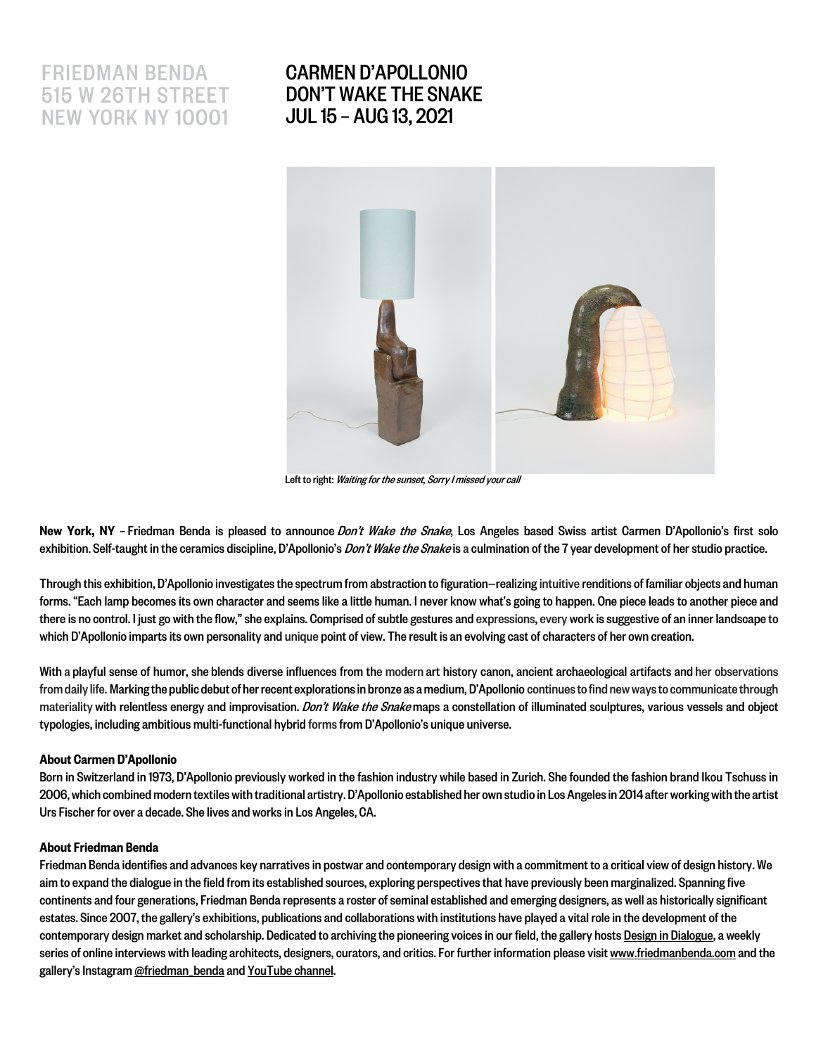FRIEDMAN BENDA
515 W 26TH STREET
NEW YORK NY 10001

# CARMEN D'APOLLONIO
# DON'T WAKE THE SNAKE
# JUL 15 – AUG 13, 2021

Left to right: *Waiting for the sunset*, *Sorry I missed your call*

**New York, NY** – Friedman Benda is pleased to announce *Don't Wake the Snake*, Los Angeles based Swiss artist Carmen D'Apollonio's first solo exhibition. Self-taught in the ceramics discipline, D'Apollonio's *Don't Wake the Snake* is a culmination of the 7 year development of her studio practice.

Through this exhibition, D'Apollonio investigates the spectrum from abstraction to figuration—realizing intuitive renditions of familiar objects and human forms. "Each lamp becomes its own character and seems like a little human. I never know what's going to happen. One piece leads to another piece and there is no control. I just go with the flow," she explains. Comprised of subtle gestures and expressions, every work is suggestive of an inner landscape to which D'Apollonio imparts its own personality and unique point of view. The result is an evolving cast of characters of her own creation.

With a playful sense of humor, she blends diverse influences from the modern art history canon, ancient archaeological artifacts and her observations from daily life. Marking the public debut of her recent explorations in bronze as a medium, D'Apollonio continues to find new ways to communicate through materiality with relentless energy and improvisation. *Don't Wake the Snake* maps a constellation of illuminated sculptures, various vessels and object typologies, including ambitious multi-functional hybrid forms from D'Apollonio's unique universe.

**About Carmen D'Apollonio**

Born in Switzerland in 1973, D'Apollonio previously worked in the fashion industry while based in Zurich. She founded the fashion brand Ikou Tschuss in 2006, which combined modern textiles with traditional artistry. D'Apollonio established her own studio in Los Angeles in 2014 after working with the artist Urs Fischer for over a decade. She lives and works in Los Angeles, CA.

**About Friedman Benda**

Friedman Benda identifies and advances key narratives in postwar and contemporary design with a commitment to a critical view of design history. We aim to expand the dialogue in the field from its established sources, exploring perspectives that have previously been marginalized. Spanning five continents and four generations, Friedman Benda represents a roster of seminal established and emerging designers, as well as historically significant estates. Since 2007, the gallery's exhibitions, publications and collaborations with institutions have played a vital role in the development of the contemporary design market and scholarship. Dedicated to archiving the pioneering voices in our field, the gallery hosts Design in Dialogue, a weekly series of online interviews with leading architects, designers, curators, and critics. For further information please visit www.friedmanbenda.com and the gallery's Instagram @friedman_benda and YouTube channel.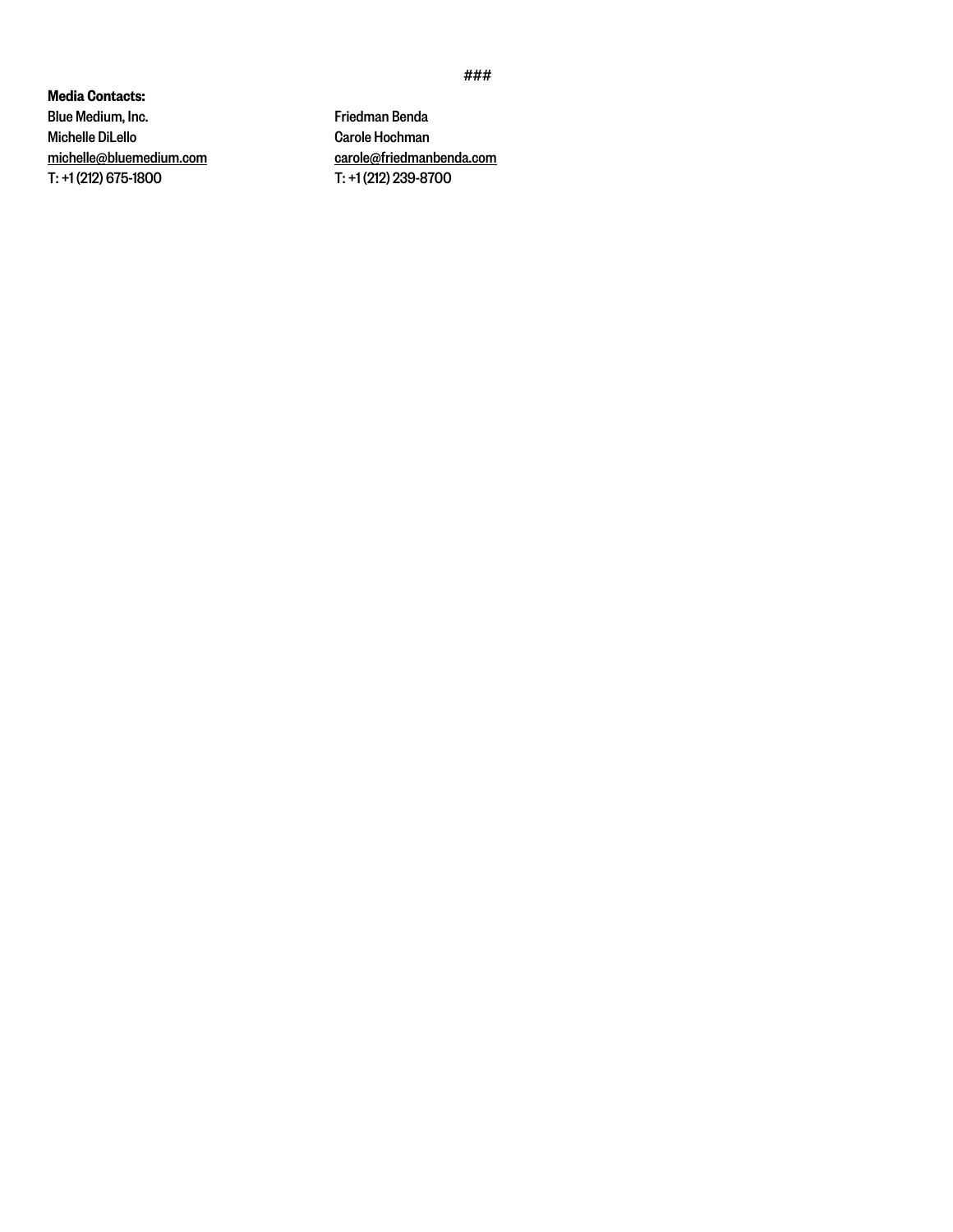###

**Media Contacts:**

Blue Medium, Inc.
Michelle DiLello
michelle@bluemedium.com
T: +1 (212) 675-1800

Friedman Benda
Carole Hochman
carole@friedmanbenda.com
T: +1 (212) 239-8700